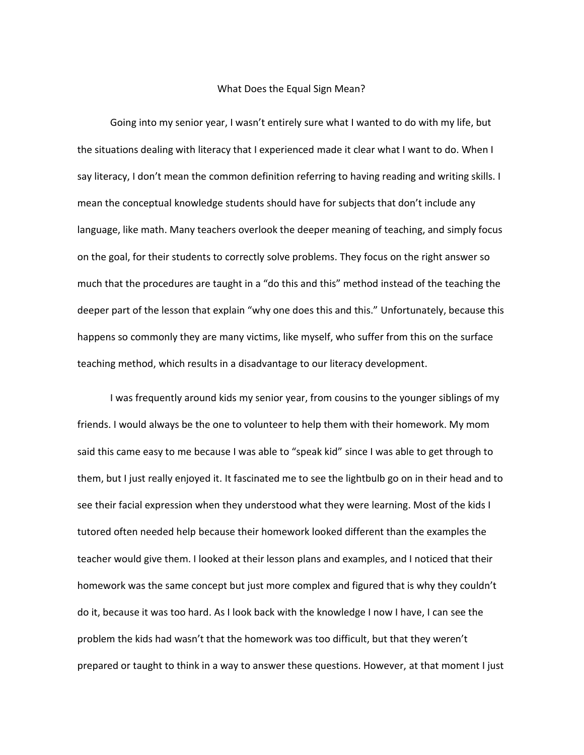# What Does the Equal Sign Mean?

Going into my senior year, I wasn't entirely sure what I wanted to do with my life, but the situations dealing with literacy that I experienced made it clear what I want to do. When I say literacy, I don't mean the common definition referring to having reading and writing skills. I mean the conceptual knowledge students should have for subjects that don't include any language, like math. Many teachers overlook the deeper meaning of teaching, and simply focus on the goal, for their students to correctly solve problems. They focus on the right answer so much that the procedures are taught in a "do this and this" method instead of the teaching the deeper part of the lesson that explain "why one does this and this." Unfortunately, because this happens so commonly they are many victims, like myself, who suffer from this on the surface teaching method, which results in a disadvantage to our literacy development.

I was frequently around kids my senior year, from cousins to the younger siblings of my friends. I would always be the one to volunteer to help them with their homework. My mom said this came easy to me because I was able to "speak kid" since I was able to get through to them, but I just really enjoyed it. It fascinated me to see the lightbulb go on in their head and to see their facial expression when they understood what they were learning. Most of the kids I tutored often needed help because their homework looked different than the examples the teacher would give them. I looked at their lesson plans and examples, and I noticed that their homework was the same concept but just more complex and figured that is why they couldn't do it, because it was too hard. As I look back with the knowledge I now I have, I can see the problem the kids had wasn't that the homework was too difficult, but that they weren't prepared or taught to think in a way to answer these questions. However, at that moment I just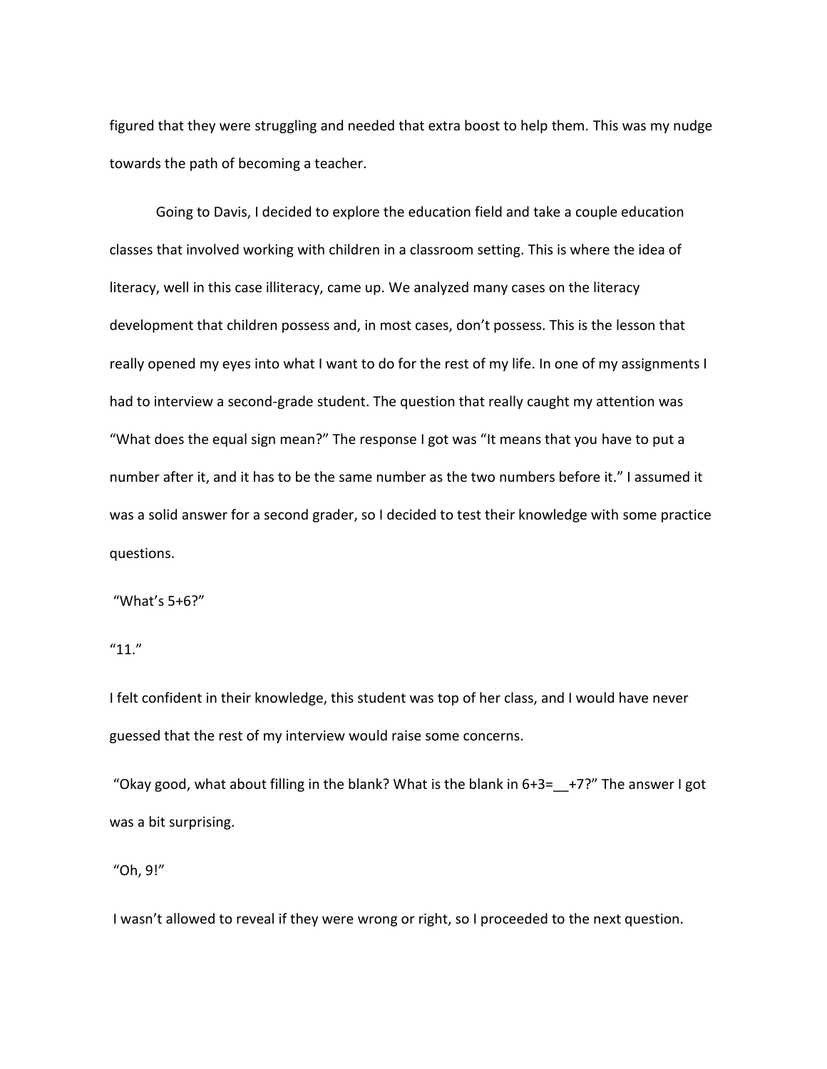figured that they were struggling and needed that extra boost to help them. This was my nudge towards the path of becoming a teacher.

Going to Davis, I decided to explore the education field and take a couple education classes that involved working with children in a classroom setting. This is where the idea of literacy, well in this case illiteracy, came up. We analyzed many cases on the literacy development that children possess and, in most cases, don't possess. This is the lesson that really opened my eyes into what I want to do for the rest of my life. In one of my assignments I had to interview a second-grade student. The question that really caught my attention was "What does the equal sign mean?" The response I got was "It means that you have to put a number after it, and it has to be the same number as the two numbers before it." I assumed it was a solid answer for a second grader, so I decided to test their knowledge with some practice questions.

"What's 5+6?"

"11."

I felt confident in their knowledge, this student was top of her class, and I would have never guessed that the rest of my interview would raise some concerns.

"Okay good, what about filling in the blank? What is the blank in 6+3=__+7?" The answer I got was a bit surprising.

"Oh, 9!"

I wasn't allowed to reveal if they were wrong or right, so I proceeded to the next question.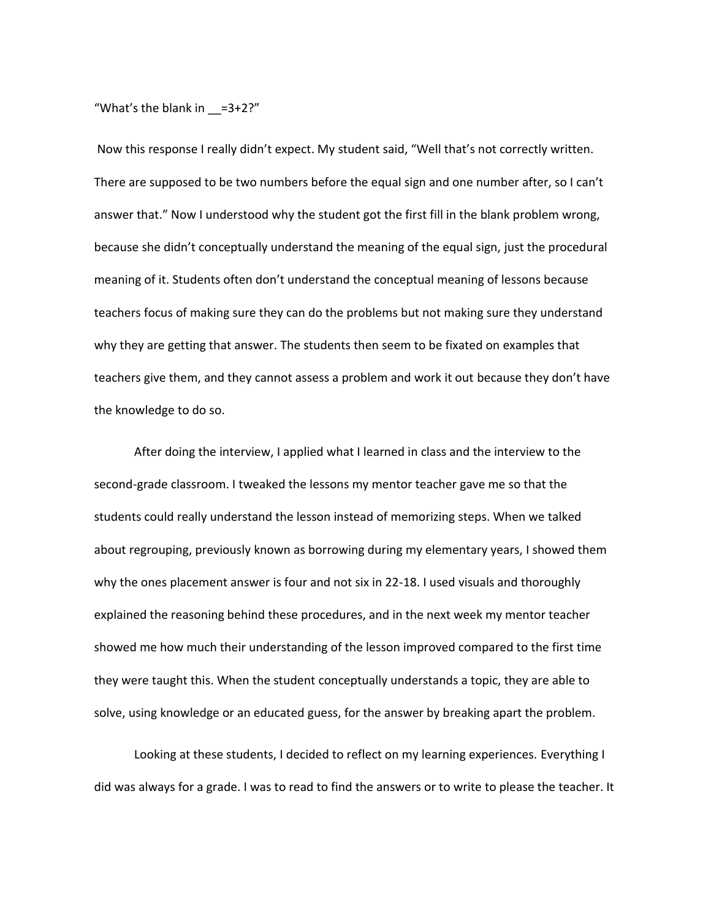"What's the blank in __=3+2?"

Now this response I really didn't expect. My student said, "Well that's not correctly written. There are supposed to be two numbers before the equal sign and one number after, so I can't answer that." Now I understood why the student got the first fill in the blank problem wrong, because she didn't conceptually understand the meaning of the equal sign, just the procedural meaning of it. Students often don't understand the conceptual meaning of lessons because teachers focus of making sure they can do the problems but not making sure they understand why they are getting that answer. The students then seem to be fixated on examples that teachers give them, and they cannot assess a problem and work it out because they don't have the knowledge to do so.

After doing the interview, I applied what I learned in class and the interview to the second-grade classroom. I tweaked the lessons my mentor teacher gave me so that the students could really understand the lesson instead of memorizing steps. When we talked about regrouping, previously known as borrowing during my elementary years, I showed them why the ones placement answer is four and not six in 22-18. I used visuals and thoroughly explained the reasoning behind these procedures, and in the next week my mentor teacher showed me how much their understanding of the lesson improved compared to the first time they were taught this. When the student conceptually understands a topic, they are able to solve, using knowledge or an educated guess, for the answer by breaking apart the problem.

Looking at these students, I decided to reflect on my learning experiences. Everything I did was always for a grade. I was to read to find the answers or to write to please the teacher. It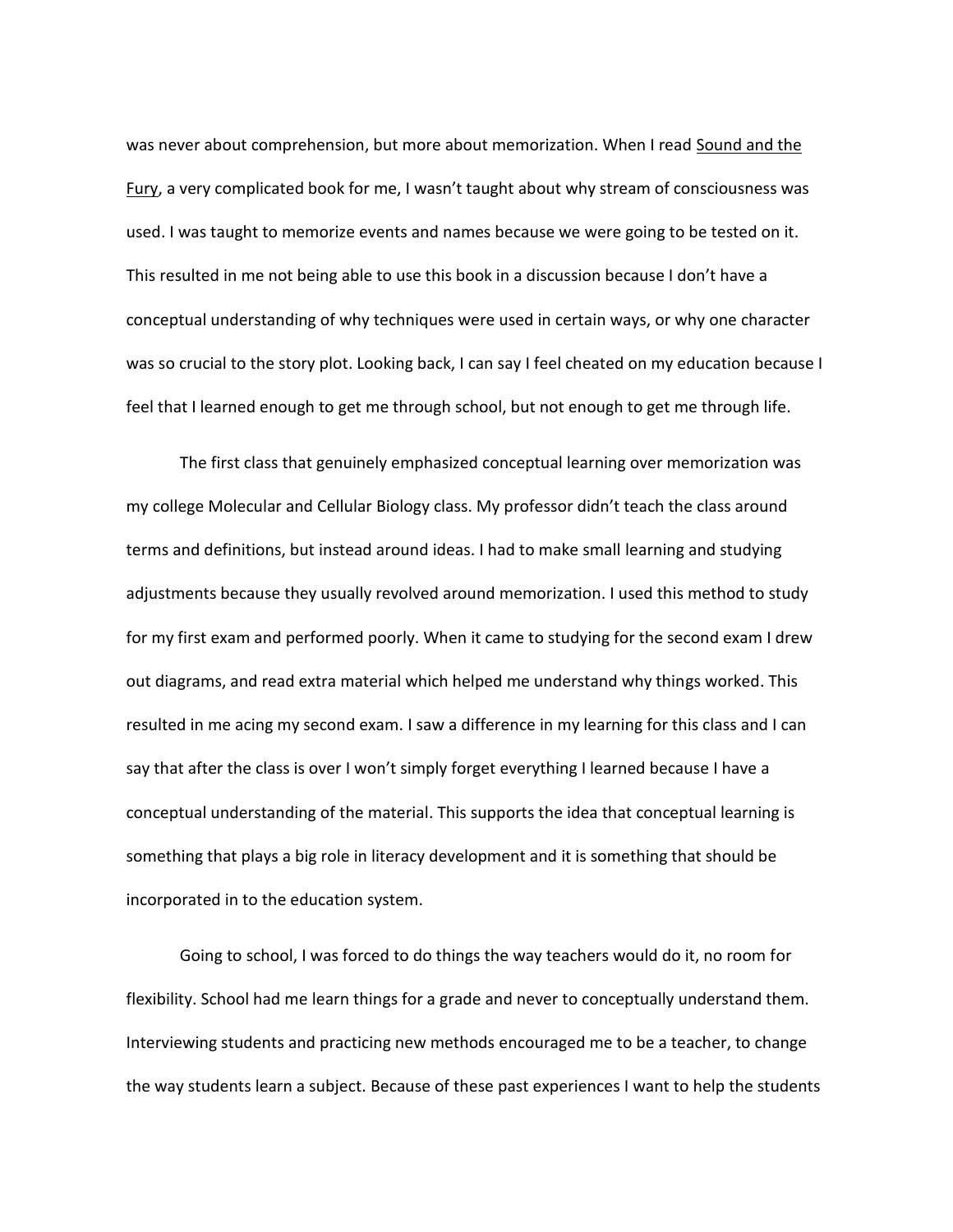was never about comprehension, but more about memorization. When I read <u>Sound and the Fury</u>, a very complicated book for me, I wasn't taught about why stream of consciousness was used. I was taught to memorize events and names because we were going to be tested on it. This resulted in me not being able to use this book in a discussion because I don't have a conceptual understanding of why techniques were used in certain ways, or why one character was so crucial to the story plot. Looking back, I can say I feel cheated on my education because I feel that I learned enough to get me through school, but not enough to get me through life.

The first class that genuinely emphasized conceptual learning over memorization was my college Molecular and Cellular Biology class. My professor didn't teach the class around terms and definitions, but instead around ideas. I had to make small learning and studying adjustments because they usually revolved around memorization. I used this method to study for my first exam and performed poorly. When it came to studying for the second exam I drew out diagrams, and read extra material which helped me understand why things worked. This resulted in me acing my second exam. I saw a difference in my learning for this class and I can say that after the class is over I won't simply forget everything I learned because I have a conceptual understanding of the material. This supports the idea that conceptual learning is something that plays a big role in literacy development and it is something that should be incorporated in to the education system.

Going to school, I was forced to do things the way teachers would do it, no room for flexibility. School had me learn things for a grade and never to conceptually understand them. Interviewing students and practicing new methods encouraged me to be a teacher, to change the way students learn a subject. Because of these past experiences I want to help the students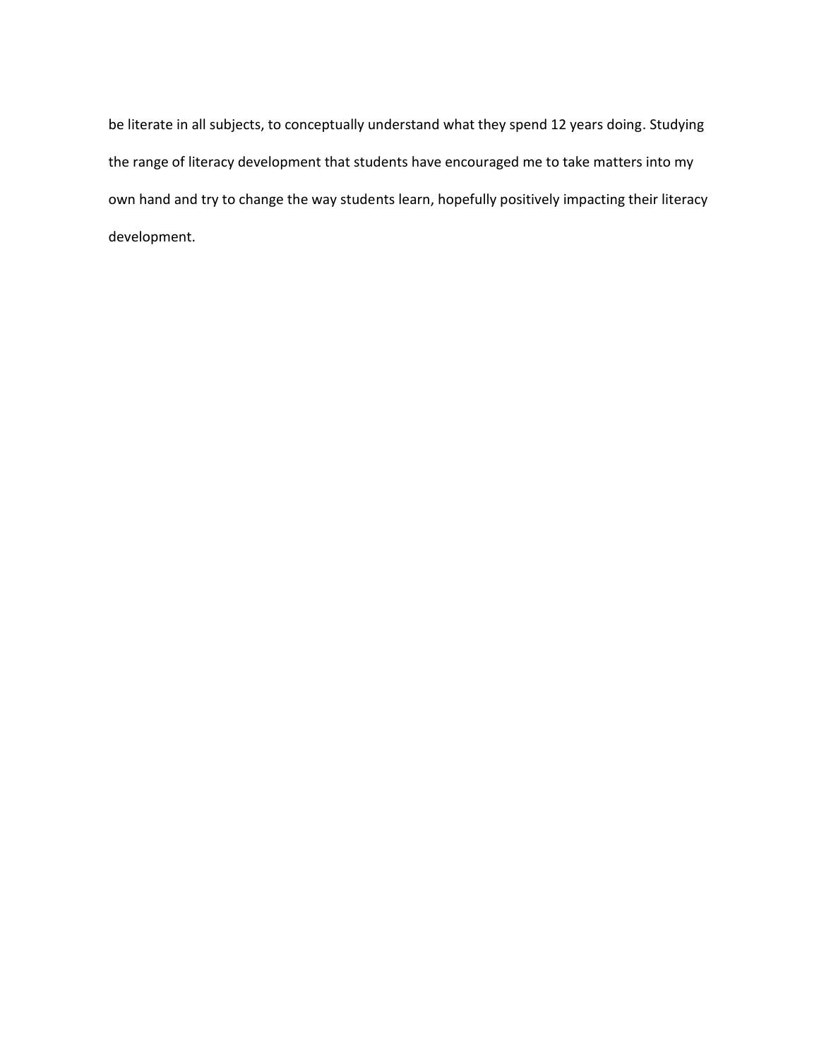be literate in all subjects, to conceptually understand what they spend 12 years doing. Studying the range of literacy development that students have encouraged me to take matters into my own hand and try to change the way students learn, hopefully positively impacting their literacy development.